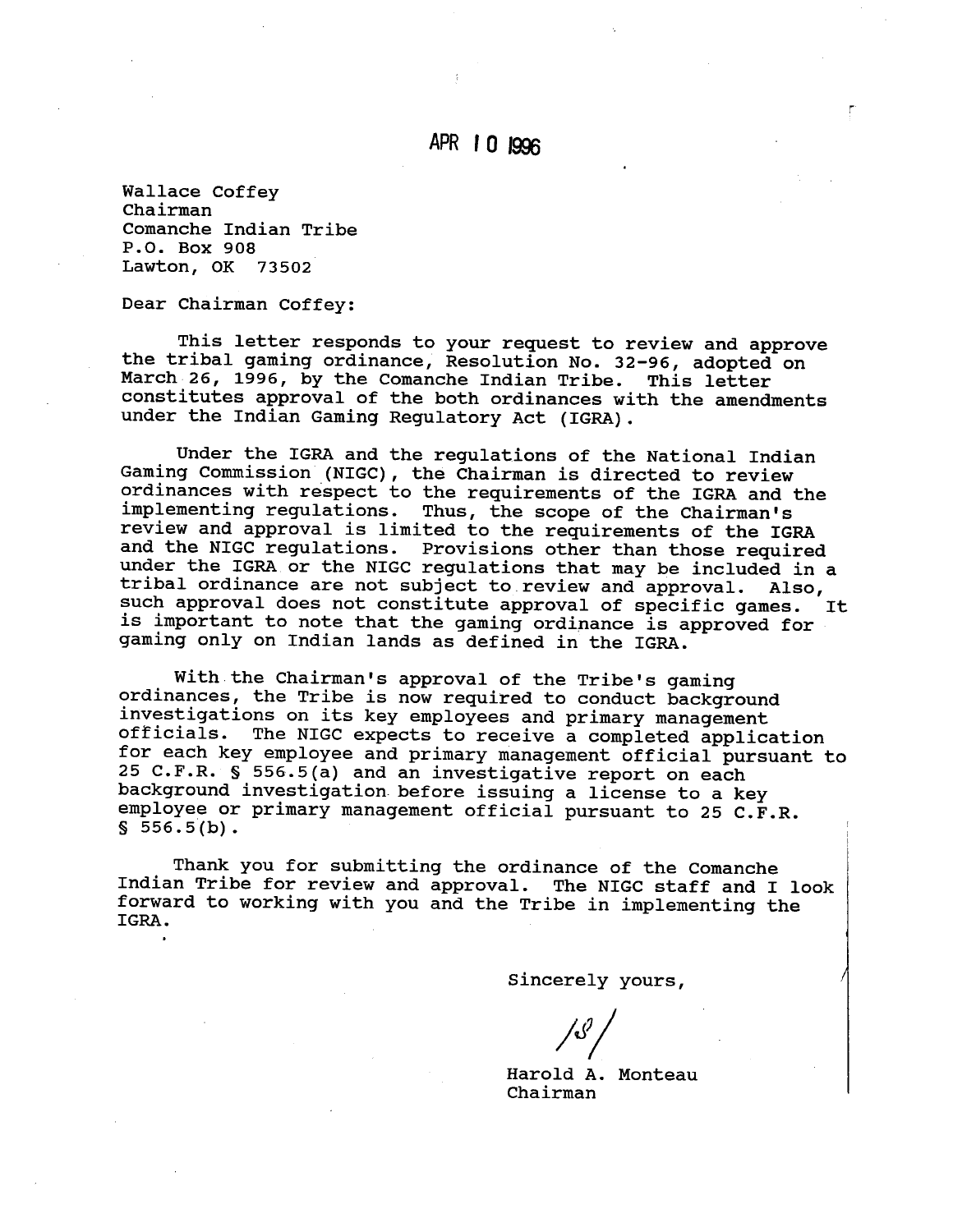APR 10 1996

Wallace Coffey
Chairman
Comanche Indian Tribe
P.O. Box 908
Lawton, OK 73502

Dear Chairman Coffey:

This letter responds to your request to review and approve the tribal gaming ordinance, Resolution No. 32-96, adopted on March 26, 1996, by the Comanche Indian Tribe. This letter constitutes approval of the both ordinances with the amendments under the Indian Gaming Regulatory Act (IGRA).

Under the IGRA and the regulations of the National Indian Gaming Commission (NIGC), the Chairman is directed to review ordinances with respect to the requirements of the IGRA and the implementing regulations. Thus, the scope of the Chairman's review and approval is limited to the requirements of the IGRA and the NIGC regulations. Provisions other than those required under the IGRA or the NIGC regulations that may be included in a tribal ordinance are not subject to review and approval. Also, such approval does not constitute approval of specific games. It is important to note that the gaming ordinance is approved for gaming only on Indian lands as defined in the IGRA.

With the Chairman's approval of the Tribe's gaming ordinances, the Tribe is now required to conduct background investigations on its key employees and primary management officials. The NIGC expects to receive a completed application for each key employee and primary management official pursuant to 25 C.F.R. § 556.5(a) and an investigative report on each background investigation before issuing a license to a key employee or primary management official pursuant to 25 C.F.R. § 556.5(b).

Thank you for submitting the ordinance of the Comanche Indian Tribe for review and approval. The NIGC staff and I look forward to working with you and the Tribe in implementing the IGRA.

Sincerely yours,

/S/

Harold A. Monteau
Chairman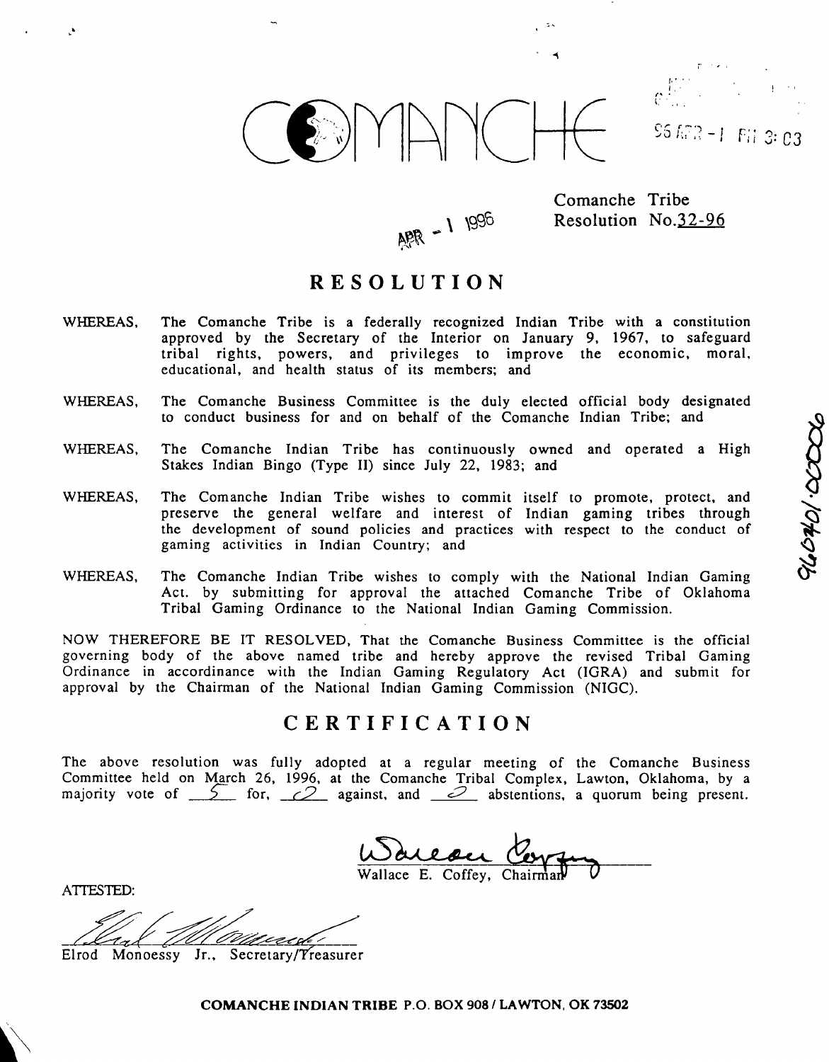# COMANCHE

96 APR -1 PM 3:03

APR - 1 1996

Comanche Tribe
Resolution No.32-96

## RESOLUTION

WHEREAS, The Comanche Tribe is a federally recognized Indian Tribe with a constitution approved by the Secretary of the Interior on January 9, 1967, to safeguard tribal rights, powers, and privileges to improve the economic, moral, educational, and health status of its members; and

WHEREAS, The Comanche Business Committee is the duly elected official body designated to conduct business for and on behalf of the Comanche Indian Tribe; and

WHEREAS, The Comanche Indian Tribe has continuously owned and operated a High Stakes Indian Bingo (Type II) since July 22, 1983; and

WHEREAS, The Comanche Indian Tribe wishes to commit itself to promote, protect, and preserve the general welfare and interest of Indian gaming tribes through the development of sound policies and practices with respect to the conduct of gaming activities in Indian Country; and

WHEREAS, The Comanche Indian Tribe wishes to comply with the National Indian Gaming Act. by submitting for approval the attached Comanche Tribe of Oklahoma Tribal Gaming Ordinance to the National Indian Gaming Commission.

NOW THEREFORE BE IT RESOLVED, That the Comanche Business Committee is the official governing body of the above named tribe and hereby approve the revised Tribal Gaming Ordinance in accordinance with the Indian Gaming Regulatory Act (IGRA) and submit for approval by the Chairman of the National Indian Gaming Commission (NIGC).

## CERTIFICATION

The above resolution was fully adopted at a regular meeting of the Comanche Business Committee held on March 26, 1996, at the Comanche Tribal Complex, Lawton, Oklahoma, by a majority vote of 5 for, 0 against, and 0 abstentions, a quorum being present.

Wallace E. Coffey, Chairman

ATTESTED:

Elrod Monoessy Jr., Secretary/Treasurer

**COMANCHE INDIAN TRIBE P.O. BOX 908 / LAWTON, OK 73502**

960401.00006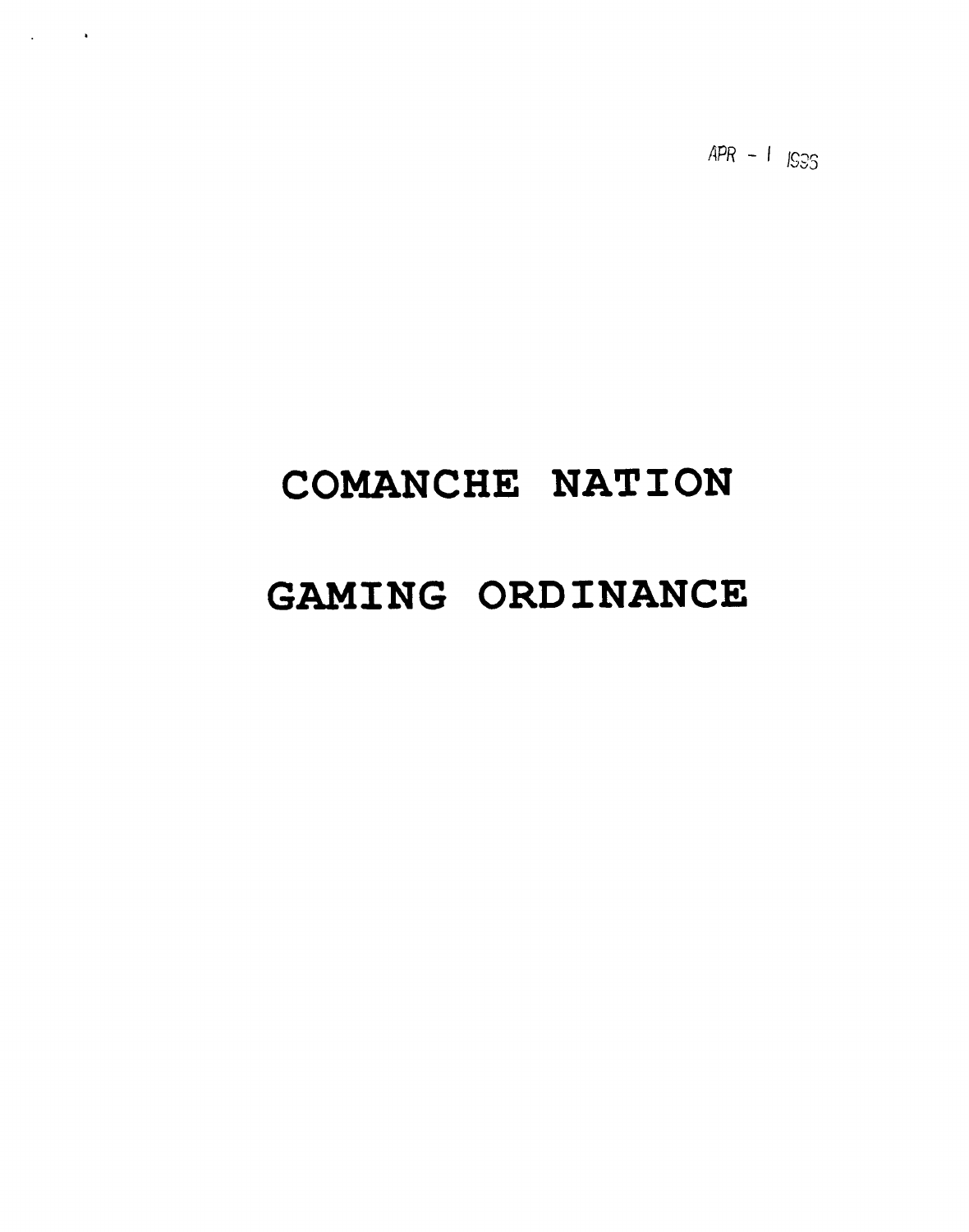APR - 1 1996

# COMANCHE NATION

# GAMING ORDINANCE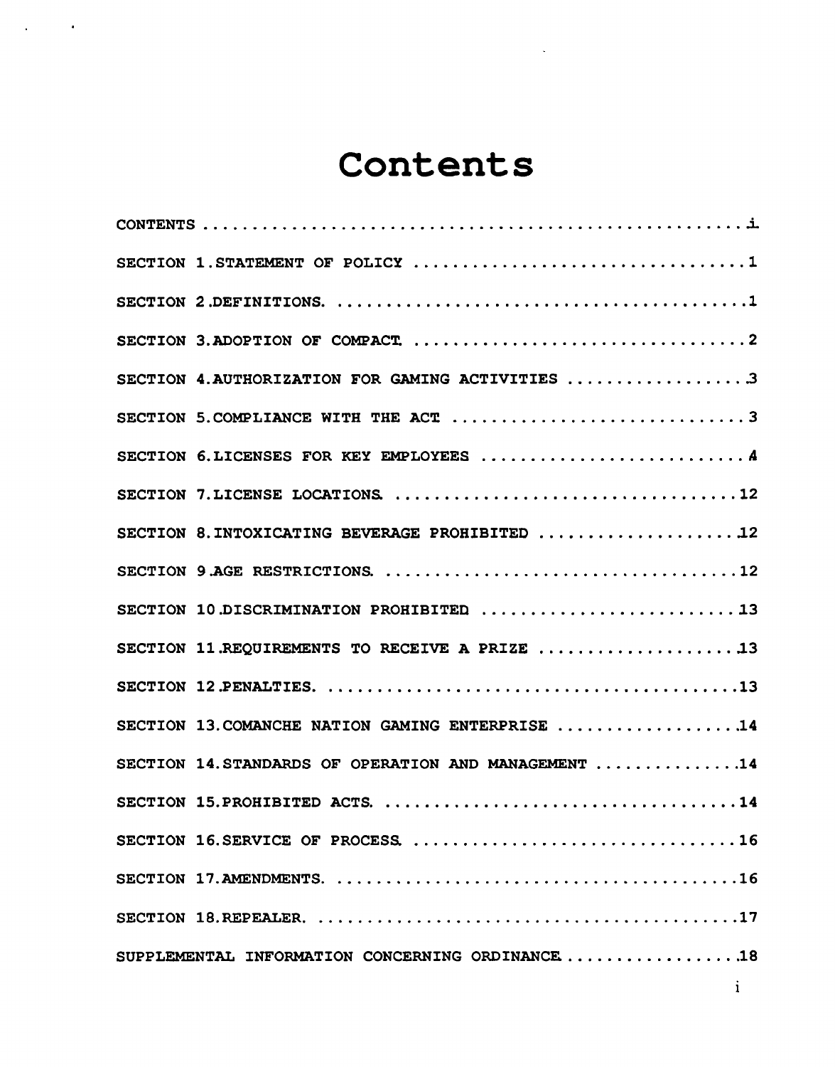# Contents

| | |
|---|---|
| CONTENTS | i |
| SECTION 1. STATEMENT OF POLICY | 1 |
| SECTION 2. DEFINITIONS. | 1 |
| SECTION 3. ADOPTION OF COMPACT | 2 |
| SECTION 4. AUTHORIZATION FOR GAMING ACTIVITIES | 3 |
| SECTION 5. COMPLIANCE WITH THE ACT | 3 |
| SECTION 6. LICENSES FOR KEY EMPLOYEES | 4 |
| SECTION 7. LICENSE LOCATIONS | 12 |
| SECTION 8. INTOXICATING BEVERAGE PROHIBITED | 12 |
| SECTION 9. AGE RESTRICTIONS | 12 |
| SECTION 10. DISCRIMINATION PROHIBITED | 13 |
| SECTION 11. REQUIREMENTS TO RECEIVE A PRIZE | 13 |
| SECTION 12. PENALTIES. | 13 |
| SECTION 13. COMANCHE NATION GAMING ENTERPRISE | 14 |
| SECTION 14. STANDARDS OF OPERATION AND MANAGEMENT | 14 |
| SECTION 15. PROHIBITED ACTS | 14 |
| SECTION 16. SERVICE OF PROCESS | 16 |
| SECTION 17. AMENDMENTS. | 16 |
| SECTION 18. REPEALER. | 17 |
| SUPPLEMENTAL INFORMATION CONCERNING ORDINANCE | 18 |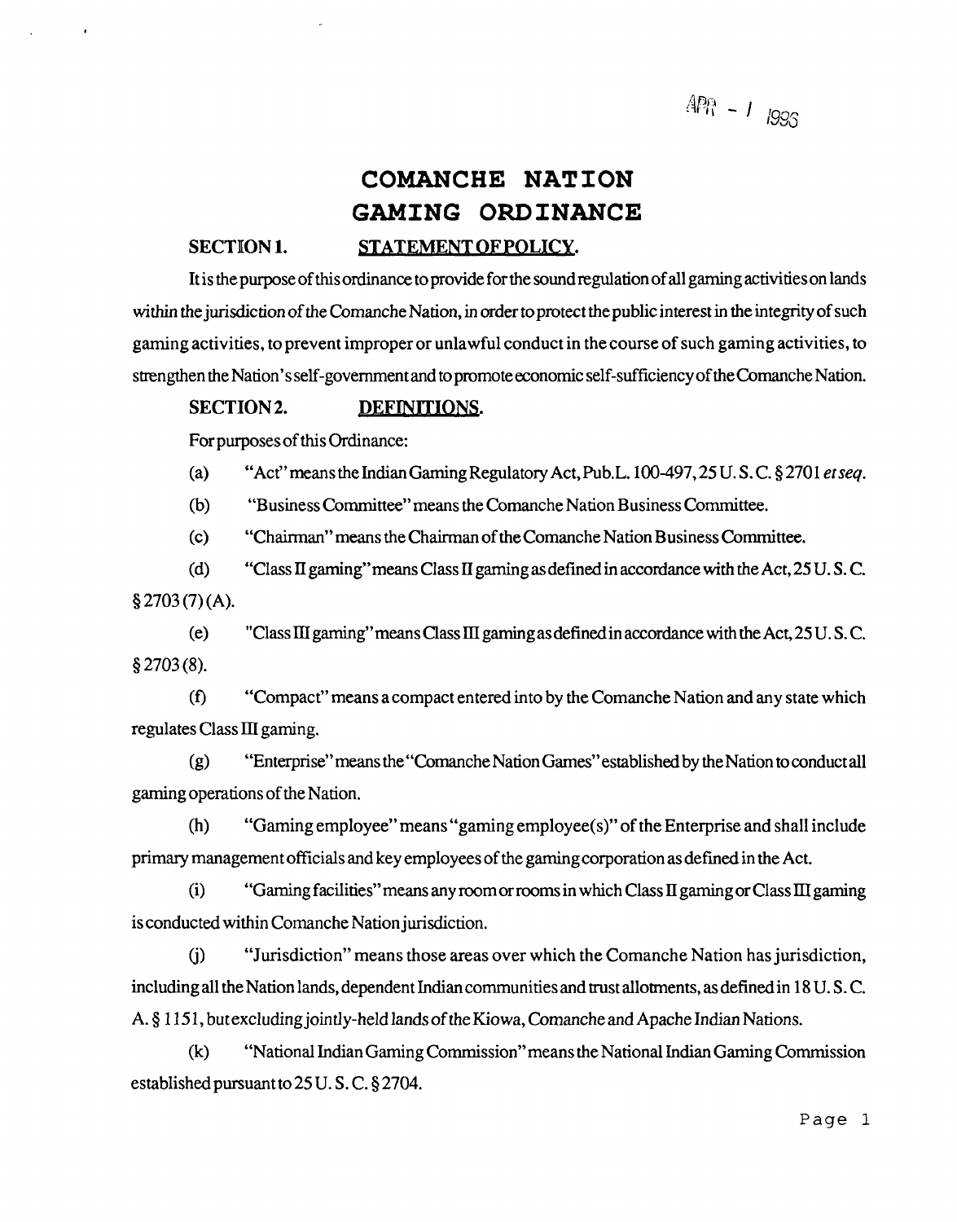APR - 1 1993

# COMANCHE NATION GAMING ORDINANCE

**SECTION 1. STATEMENT OF POLICY.**

It is the purpose of this ordinance to provide for the sound regulation of all gaming activities on lands within the jurisdiction of the Comanche Nation, in order to protect the public interest in the integrity of such gaming activities, to prevent improper or unlawful conduct in the course of such gaming activities, to strengthen the Nation's self-government and to promote economic self-sufficiency of the Comanche Nation.

**SECTION 2. DEFINITIONS.**

For purposes of this Ordinance:

(a) "Act" means the Indian Gaming Regulatory Act, Pub.L. 100-497, 25 U. S. C. § 2701 *et seq.*

(b) "Business Committee" means the Comanche Nation Business Committee.

(c) "Chairman" means the Chairman of the Comanche Nation Business Committee.

(d) "Class II gaming" means Class II gaming as defined in accordance with the Act, 25 U. S. C. § 2703 (7) (A).

(e) "Class III gaming" means Class III gaming as defined in accordance with the Act, 25 U. S. C. § 2703 (8).

(f) "Compact" means a compact entered into by the Comanche Nation and any state which regulates Class III gaming.

(g) "Enterprise" means the "Comanche Nation Games" established by the Nation to conduct all gaming operations of the Nation.

(h) "Gaming employee" means "gaming employee(s)" of the Enterprise and shall include primary management officials and key employees of the gaming corporation as defined in the Act.

(i) "Gaming facilities" means any room or rooms in which Class II gaming or Class III gaming is conducted within Comanche Nation jurisdiction.

(j) "Jurisdiction" means those areas over which the Comanche Nation has jurisdiction, including all the Nation lands, dependent Indian communities and trust allotments, as defined in 18 U. S. C. A. § 1151, but excluding jointly-held lands of the Kiowa, Comanche and Apache Indian Nations.

(k) "National Indian Gaming Commission" means the National Indian Gaming Commission established pursuant to 25 U. S. C. § 2704.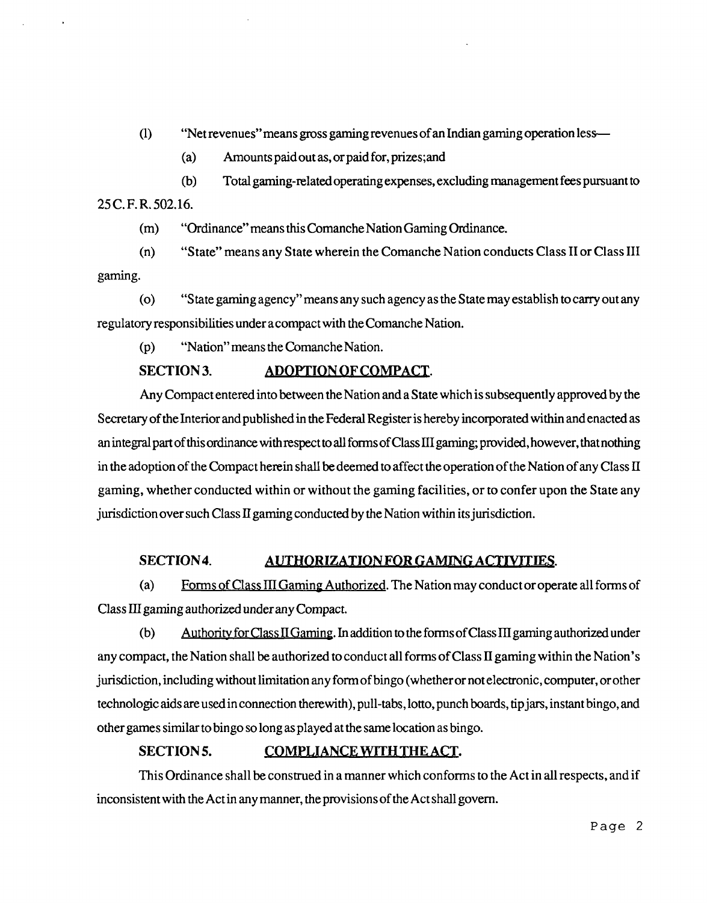(l) "Net revenues" means gross gaming revenues of an Indian gaming operation less—

(a) Amounts paid out as, or paid for, prizes; and

(b) Total gaming-related operating expenses, excluding management fees pursuant to 25 C. F. R. 502.16.

(m) "Ordinance" means this Comanche Nation Gaming Ordinance.

(n) "State" means any State wherein the Comanche Nation conducts Class II or Class III gaming.

(o) "State gaming agency" means any such agency as the State may establish to carry out any regulatory responsibilities under a compact with the Comanche Nation.

(p) "Nation" means the Comanche Nation.

**SECTION 3. ADOPTION OF COMPACT.**

Any Compact entered into between the Nation and a State which is subsequently approved by the Secretary of the Interior and published in the Federal Register is hereby incorporated within and enacted as an integral part of this ordinance with respect to all forms of Class III gaming; provided, however, that nothing in the adoption of the Compact herein shall be deemed to affect the operation of the Nation of any Class II gaming, whether conducted within or without the gaming facilities, or to confer upon the State any jurisdiction over such Class II gaming conducted by the Nation within its jurisdiction.

**SECTION 4. AUTHORIZATION FOR GAMING ACTIVITIES.**

(a) Forms of Class III Gaming Authorized. The Nation may conduct or operate all forms of Class III gaming authorized under any Compact.

(b) Authority for Class II Gaming. In addition to the forms of Class III gaming authorized under any compact, the Nation shall be authorized to conduct all forms of Class II gaming within the Nation's jurisdiction, including without limitation any form of bingo (whether or not electronic, computer, or other technologic aids are used in connection therewith), pull-tabs, lotto, punch boards, tip jars, instant bingo, and other games similar to bingo so long as played at the same location as bingo.

**SECTION 5. COMPLIANCE WITH THE ACT.**

This Ordinance shall be construed in a manner which conforms to the Act in all respects, and if inconsistent with the Act in any manner, the provisions of the Act shall govern.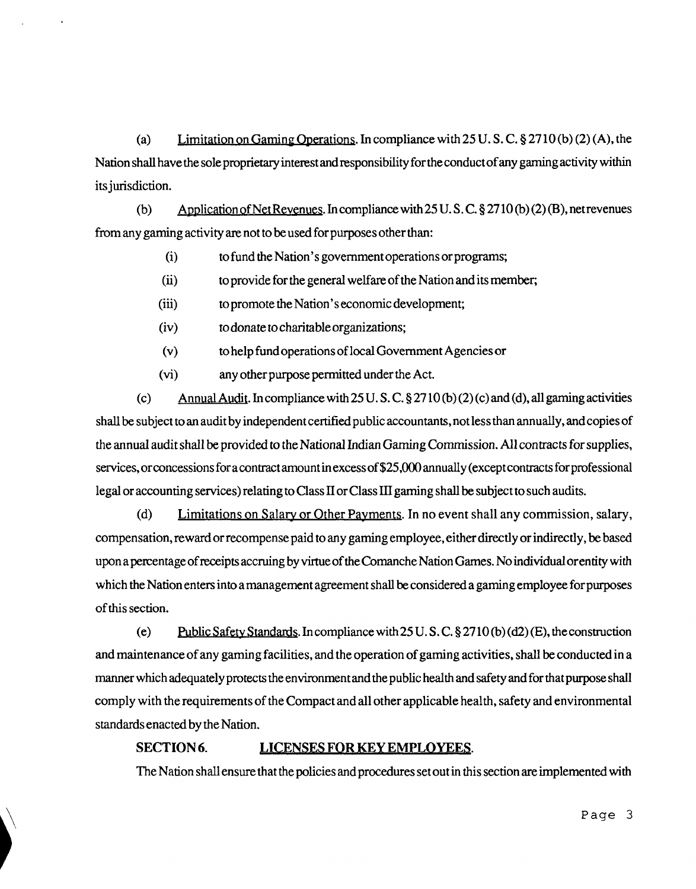(a) Limitation on Gaming Operations. In compliance with 25 U. S. C. § 2710 (b) (2) (A), the Nation shall have the sole proprietary interest and responsibility for the conduct of any gaming activity within its jurisdiction.

(b) Application of Net Revenues. In compliance with 25 U. S. C. § 2710 (b) (2) (B), net revenues from any gaming activity are not to be used for purposes other than:

(i) to fund the Nation's government operations or programs;

(ii) to provide for the general welfare of the Nation and its member;

(iii) to promote the Nation's economic development;

(iv) to donate to charitable organizations;

(v) to help fund operations of local Government Agencies or

(vi) any other purpose permitted under the Act.

(c) Annual Audit. In compliance with 25 U. S. C. § 2710 (b) (2) (c) and (d), all gaming activities shall be subject to an audit by independent certified public accountants, not less than annually, and copies of the annual audit shall be provided to the National Indian Gaming Commission. All contracts for supplies, services, or concessions for a contract amount in excess of $25,000 annually (except contracts for professional legal or accounting services) relating to Class II or Class III gaming shall be subject to such audits.

(d) Limitations on Salary or Other Payments. In no event shall any commission, salary, compensation, reward or recompense paid to any gaming employee, either directly or indirectly, be based upon a percentage of receipts accruing by virtue of the Comanche Nation Games. No individual or entity with which the Nation enters into a management agreement shall be considered a gaming employee for purposes of this section.

(e) Public Safety Standards. In compliance with 25 U. S. C. § 2710 (b) (d2) (E), the construction and maintenance of any gaming facilities, and the operation of gaming activities, shall be conducted in a manner which adequately protects the environment and the public health and safety and for that purpose shall comply with the requirements of the Compact and all other applicable health, safety and environmental standards enacted by the Nation.

**SECTION 6. LICENSES FOR KEY EMPLOYEES.**

The Nation shall ensure that the policies and procedures set out in this section are implemented with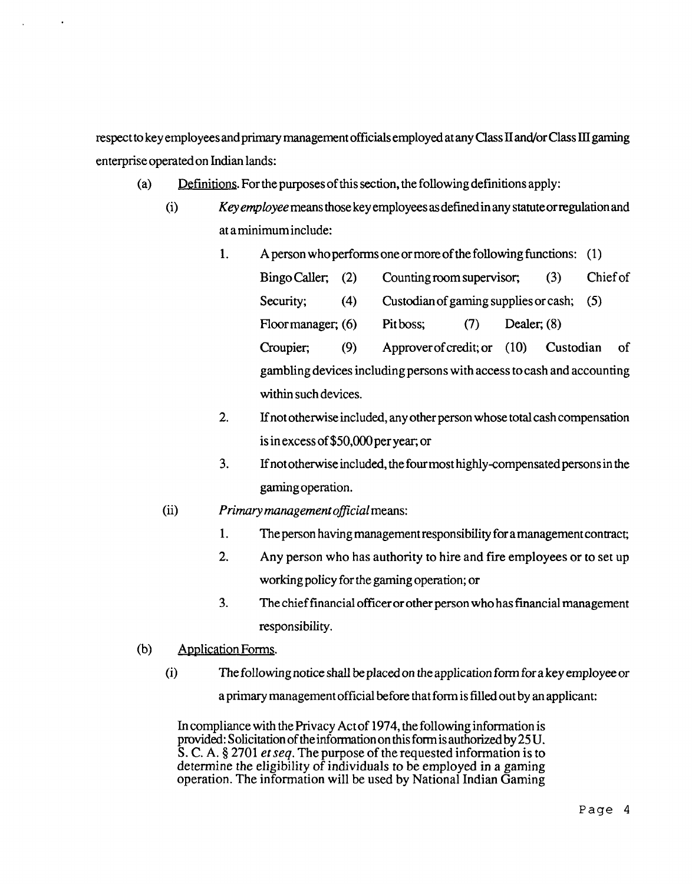respect to key employees and primary management officials employed at any Class II and/or Class III gaming enterprise operated on Indian lands:

(a) Definitions. For the purposes of this section, the following definitions apply:

(i) *Key employee* means those key employees as defined in any statute or regulation and at a minimum include:

1. A person who performs one or more of the following functions: (1) Bingo Caller; (2) Counting room supervisor; (3) Chief of Security; (4) Custodian of gaming supplies or cash; (5) Floor manager; (6) Pit boss; (7) Dealer; (8) Croupier; (9) Approver of credit; or (10) Custodian of gambling devices including persons with access to cash and accounting within such devices.

2. If not otherwise included, any other person whose total cash compensation is in excess of $50,000 per year; or

3. If not otherwise included, the four most highly-compensated persons in the gaming operation.

(ii) *Primary management official* means:

1. The person having management responsibility for a management contract;

2. Any person who has authority to hire and fire employees or to set up working policy for the gaming operation; or

3. The chief financial officer or other person who has financial management responsibility.

(b) Application Forms.

(i) The following notice shall be placed on the application form for a key employee or a primary management official before that form is filled out by an applicant:

In compliance with the Privacy Act of 1974, the following information is provided: Solicitation of the information on this form is authorized by 25 U. S. C. A. § 2701 *et seq*. The purpose of the requested information is to determine the eligibility of individuals to be employed in a gaming operation. The information will be used by National Indian Gaming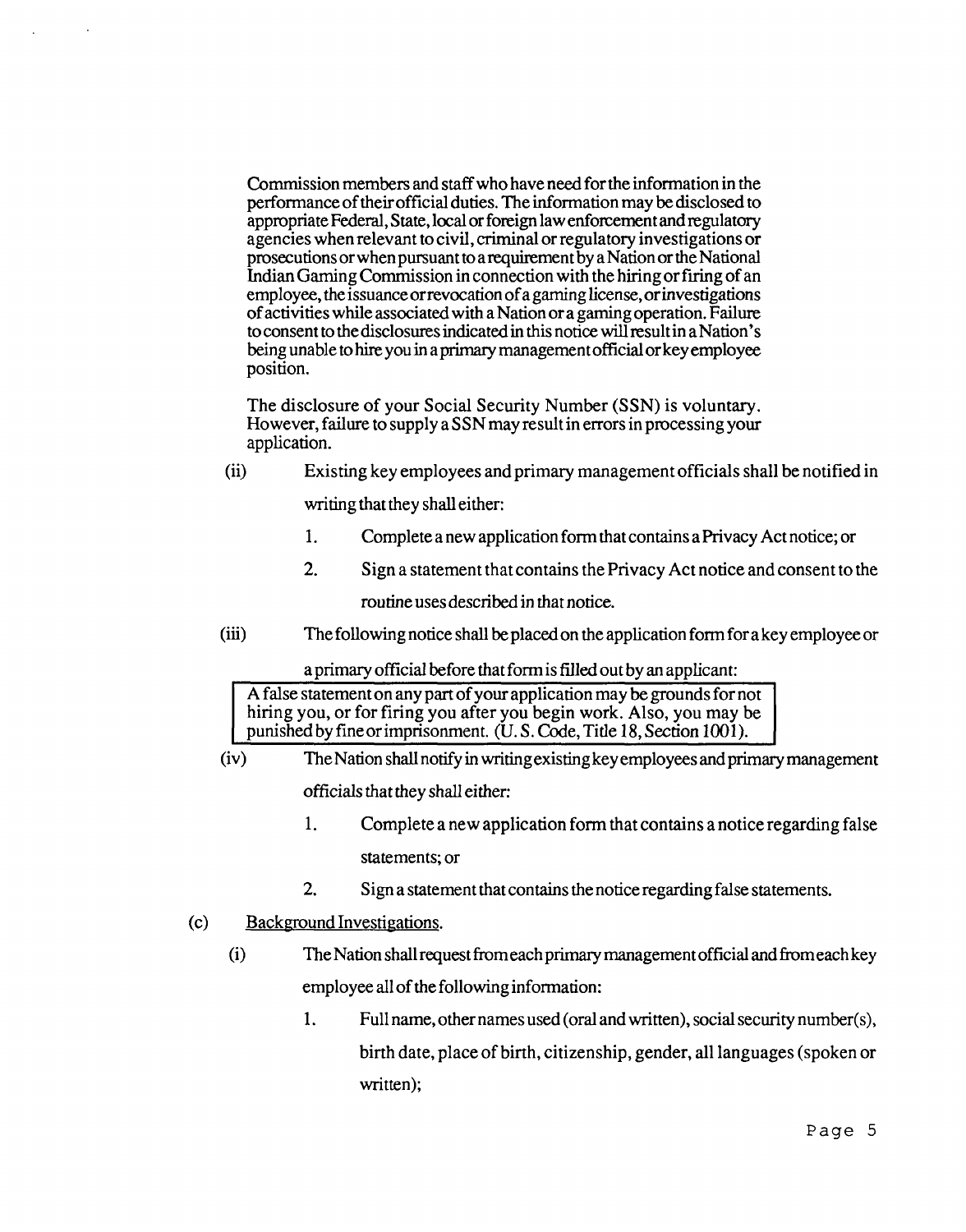Commission members and staff who have need for the information in the performance of their official duties. The information may be disclosed to appropriate Federal, State, local or foreign law enforcement and regulatory agencies when relevant to civil, criminal or regulatory investigations or prosecutions or when pursuant to a requirement by a Nation or the National Indian Gaming Commission in connection with the hiring or firing of an employee, the issuance or revocation of a gaming license, or investigations of activities while associated with a Nation or a gaming operation. Failure to consent to the disclosures indicated in this notice will result in a Nation's being unable to hire you in a primary management official or key employee position.

The disclosure of your Social Security Number (SSN) is voluntary. However, failure to supply a SSN may result in errors in processing your application.

(ii) Existing key employees and primary management officials shall be notified in writing that they shall either:

1. Complete a new application form that contains a Privacy Act notice; or
2. Sign a statement that contains the Privacy Act notice and consent to the routine uses described in that notice.

(iii) The following notice shall be placed on the application form for a key employee or a primary official before that form is filled out by an applicant:

| A false statement on any part of your application may be grounds for not hiring you, or for firing you after you begin work. Also, you may be punished by fine or imprisonment. (U. S. Code, Title 18, Section 1001). |
|---|

(iv) The Nation shall notify in writing existing key employees and primary management officials that they shall either:

1. Complete a new application form that contains a notice regarding false statements; or
2. Sign a statement that contains the notice regarding false statements.

(c) Background Investigations.

(i) The Nation shall request from each primary management official and from each key employee all of the following information:

1. Full name, other names used (oral and written), social security number(s), birth date, place of birth, citizenship, gender, all languages (spoken or written);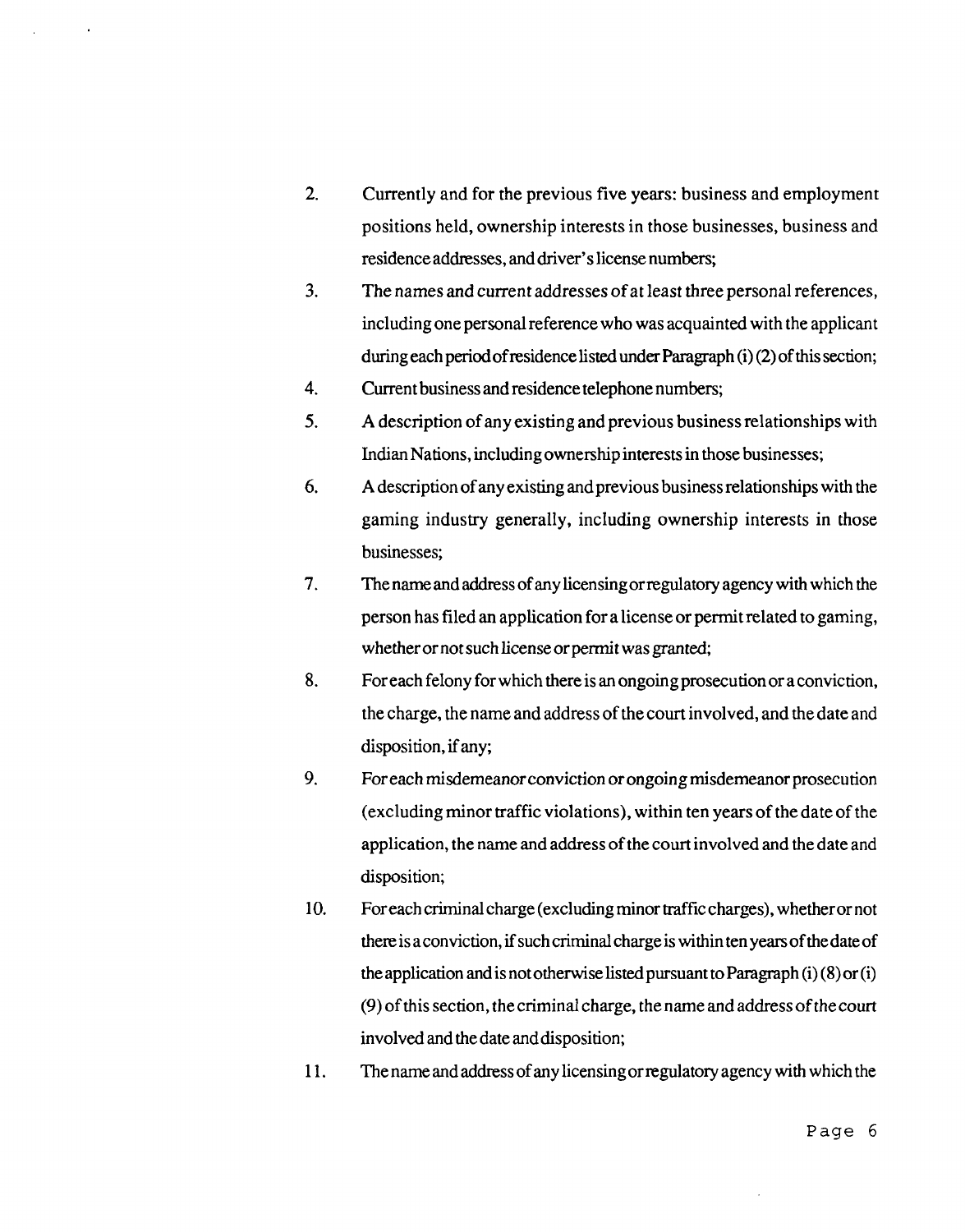2. Currently and for the previous five years: business and employment positions held, ownership interests in those businesses, business and residence addresses, and driver's license numbers;
3. The names and current addresses of at least three personal references, including one personal reference who was acquainted with the applicant during each period of residence listed under Paragraph (i) (2) of this section;
4. Current business and residence telephone numbers;
5. A description of any existing and previous business relationships with Indian Nations, including ownership interests in those businesses;
6. A description of any existing and previous business relationships with the gaming industry generally, including ownership interests in those businesses;
7. The name and address of any licensing or regulatory agency with which the person has filed an application for a license or permit related to gaming, whether or not such license or permit was granted;
8. For each felony for which there is an ongoing prosecution or a conviction, the charge, the name and address of the court involved, and the date and disposition, if any;
9. For each misdemeanor conviction or ongoing misdemeanor prosecution (excluding minor traffic violations), within ten years of the date of the application, the name and address of the court involved and the date and disposition;
10. For each criminal charge (excluding minor traffic charges), whether or not there is a conviction, if such criminal charge is within ten years of the date of the application and is not otherwise listed pursuant to Paragraph (i) (8) or (i) (9) of this section, the criminal charge, the name and address of the court involved and the date and disposition;
11. The name and address of any licensing or regulatory agency with which the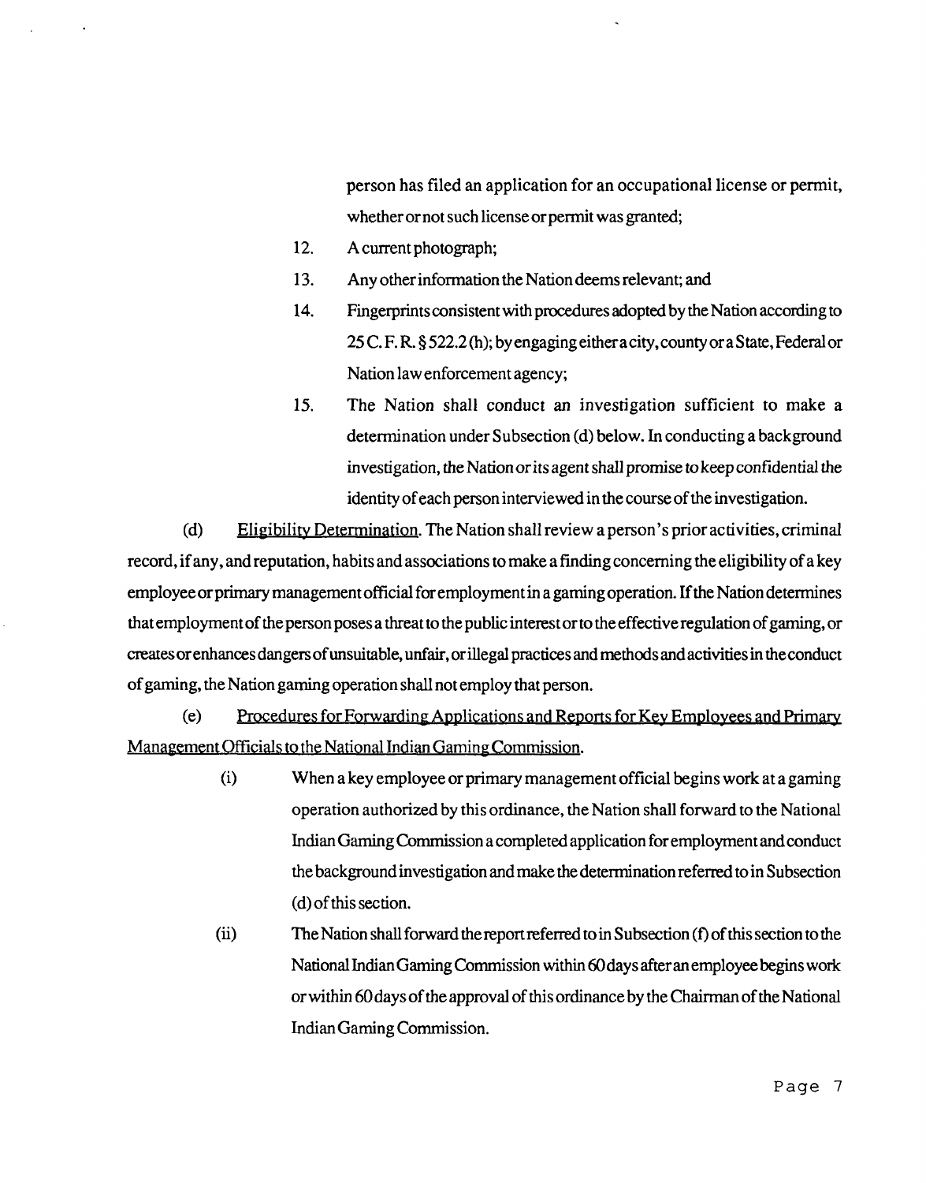person has filed an application for an occupational license or permit, whether or not such license or permit was granted;

12. A current photograph;
13. Any other information the Nation deems relevant; and
14. Fingerprints consistent with procedures adopted by the Nation according to 25 C. F. R. § 522.2 (h); by engaging either a city, county or a State, Federal or Nation law enforcement agency;
15. The Nation shall conduct an investigation sufficient to make a determination under Subsection (d) below. In conducting a background investigation, the Nation or its agent shall promise to keep confidential the identity of each person interviewed in the course of the investigation.

(d) Eligibility Determination. The Nation shall review a person's prior activities, criminal record, if any, and reputation, habits and associations to make a finding concerning the eligibility of a key employee or primary management official for employment in a gaming operation. If the Nation determines that employment of the person poses a threat to the public interest or to the effective regulation of gaming, or creates or enhances dangers of unsuitable, unfair, or illegal practices and methods and activities in the conduct of gaming, the Nation gaming operation shall not employ that person.

(e) Procedures for Forwarding Applications and Reports for Key Employees and Primary Management Officials to the National Indian Gaming Commission.

(i) When a key employee or primary management official begins work at a gaming operation authorized by this ordinance, the Nation shall forward to the National Indian Gaming Commission a completed application for employment and conduct the background investigation and make the determination referred to in Subsection (d) of this section.

(ii) The Nation shall forward the report referred to in Subsection (f) of this section to the National Indian Gaming Commission within 60 days after an employee begins work or within 60 days of the approval of this ordinance by the Chairman of the National Indian Gaming Commission.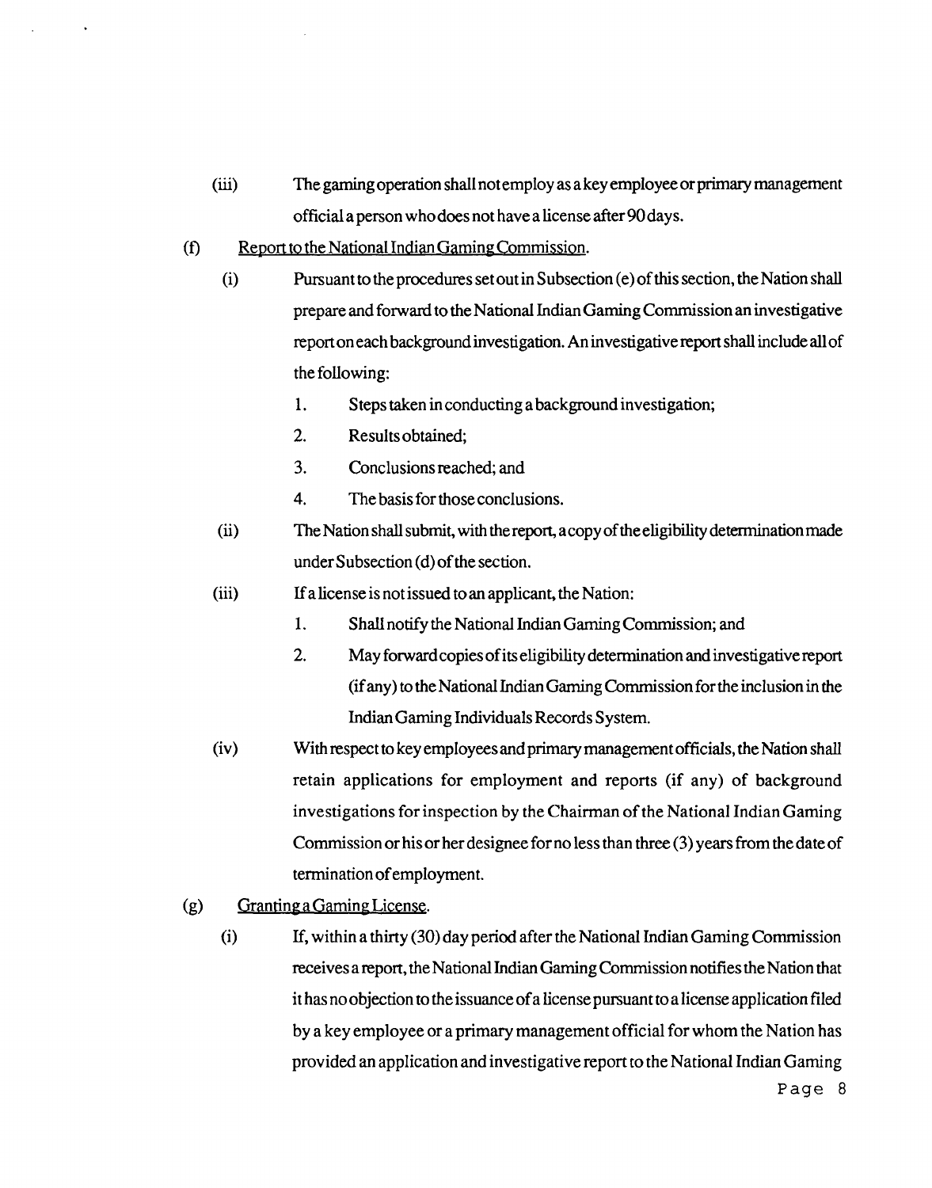(iii) The gaming operation shall not employ as a key employee or primary management official a person who does not have a license after 90 days.

(f) Report to the National Indian Gaming Commission.

(i) Pursuant to the procedures set out in Subsection (e) of this section, the Nation shall prepare and forward to the National Indian Gaming Commission an investigative report on each background investigation. An investigative report shall include all of the following:

1. Steps taken in conducting a background investigation;
2. Results obtained;
3. Conclusions reached; and
4. The basis for those conclusions.

(ii) The Nation shall submit, with the report, a copy of the eligibility determination made under Subsection (d) of the section.

(iii) If a license is not issued to an applicant, the Nation:

1. Shall notify the National Indian Gaming Commission; and
2. May forward copies of its eligibility determination and investigative report (if any) to the National Indian Gaming Commission for the inclusion in the Indian Gaming Individuals Records System.

(iv) With respect to key employees and primary management officials, the Nation shall retain applications for employment and reports (if any) of background investigations for inspection by the Chairman of the National Indian Gaming Commission or his or her designee for no less than three (3) years from the date of termination of employment.

(g) Granting a Gaming License.

(i) If, within a thirty (30) day period after the National Indian Gaming Commission receives a report, the National Indian Gaming Commission notifies the Nation that it has no objection to the issuance of a license pursuant to a license application filed by a key employee or a primary management official for whom the Nation has provided an application and investigative report to the National Indian Gaming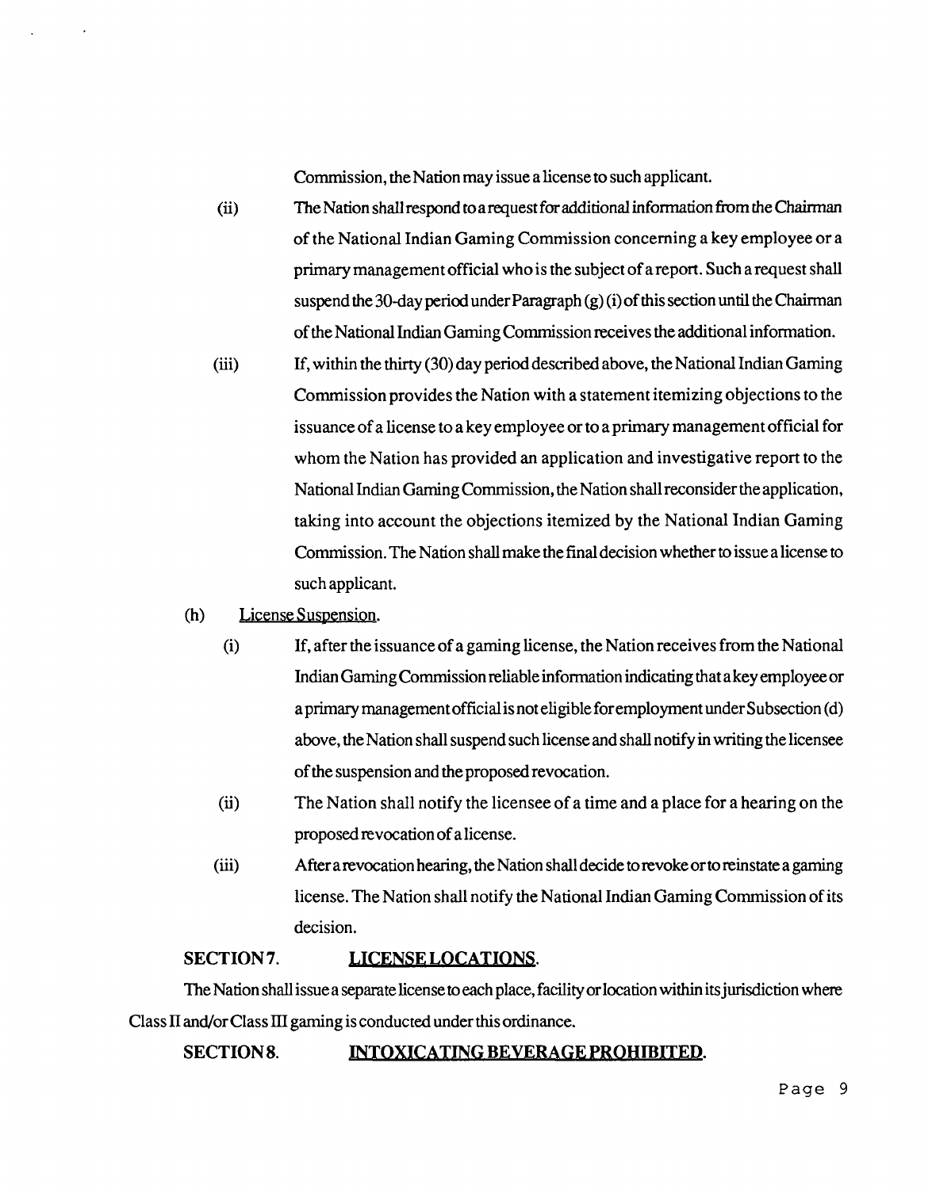Commission, the Nation may issue a license to such applicant.

(ii) The Nation shall respond to a request for additional information from the Chairman of the National Indian Gaming Commission concerning a key employee or a primary management official who is the subject of a report. Such a request shall suspend the 30-day period under Paragraph (g) (i) of this section until the Chairman of the National Indian Gaming Commission receives the additional information.

(iii) If, within the thirty (30) day period described above, the National Indian Gaming Commission provides the Nation with a statement itemizing objections to the issuance of a license to a key employee or to a primary management official for whom the Nation has provided an application and investigative report to the National Indian Gaming Commission, the Nation shall reconsider the application, taking into account the objections itemized by the National Indian Gaming Commission. The Nation shall make the final decision whether to issue a license to such applicant.

(h) License Suspension.

(i) If, after the issuance of a gaming license, the Nation receives from the National Indian Gaming Commission reliable information indicating that a key employee or a primary management official is not eligible for employment under Subsection (d) above, the Nation shall suspend such license and shall notify in writing the licensee of the suspension and the proposed revocation.

(ii) The Nation shall notify the licensee of a time and a place for a hearing on the proposed revocation of a license.

(iii) After a revocation hearing, the Nation shall decide to revoke or to reinstate a gaming license. The Nation shall notify the National Indian Gaming Commission of its decision.

**SECTION 7. LICENSE LOCATIONS.**

The Nation shall issue a separate license to each place, facility or location within its jurisdiction where Class II and/or Class III gaming is conducted under this ordinance.

**SECTION 8. INTOXICATING BEVERAGE PROHIBITED.**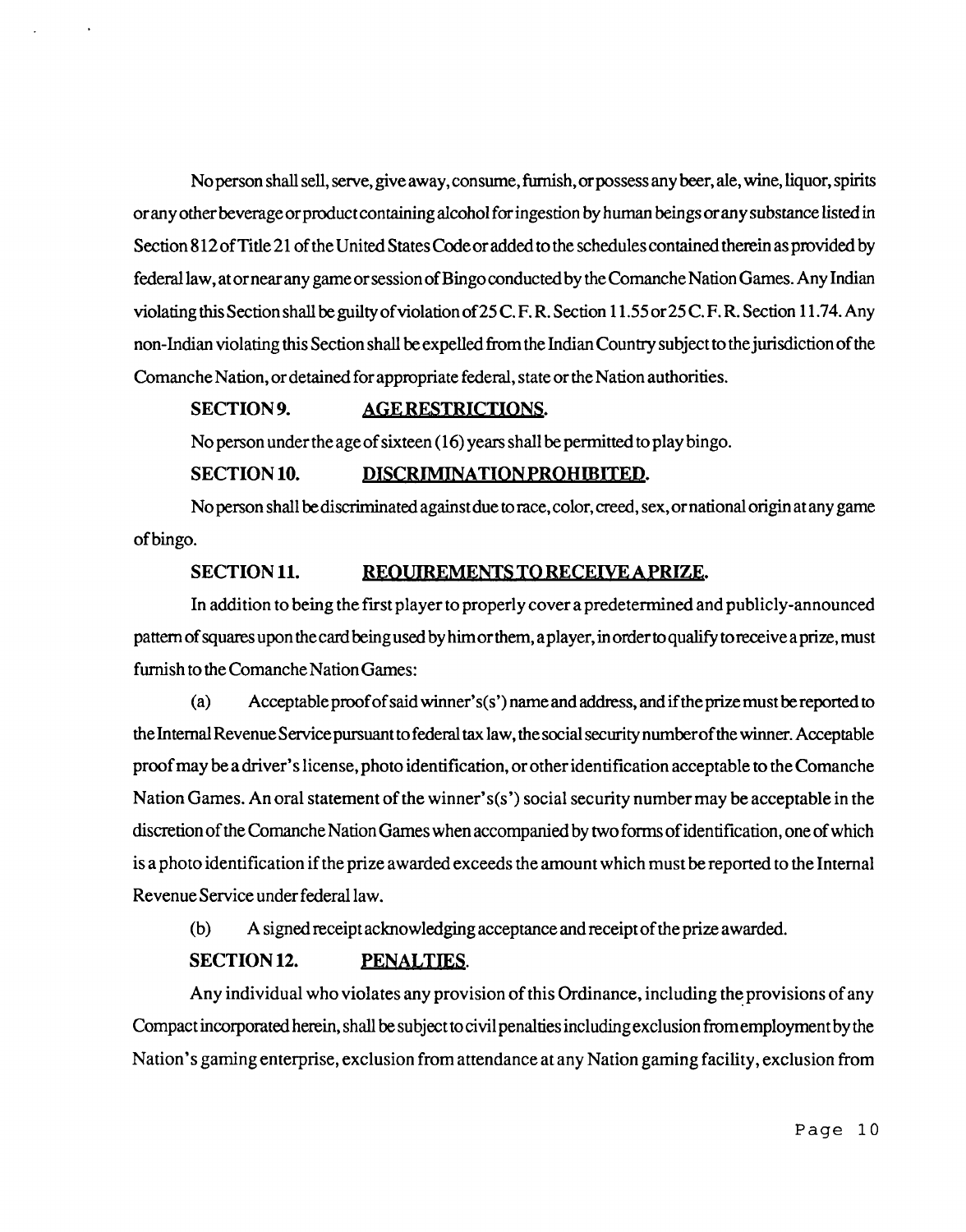No person shall sell, serve, give away, consume, furnish, or possess any beer, ale, wine, liquor, spirits or any other beverage or product containing alcohol for ingestion by human beings or any substance listed in Section 812 of Title 21 of the United States Code or added to the schedules contained therein as provided by federal law, at or near any game or session of Bingo conducted by the Comanche Nation Games. Any Indian violating this Section shall be guilty of violation of 25 C. F. R. Section 11.55 or 25 C. F. R. Section 11.74. Any non-Indian violating this Section shall be expelled from the Indian Country subject to the jurisdiction of the Comanche Nation, or detained for appropriate federal, state or the Nation authorities.

**SECTION 9. AGE RESTRICTIONS.**

No person under the age of sixteen (16) years shall be permitted to play bingo.

**SECTION 10. DISCRIMINATION PROHIBITED.**

No person shall be discriminated against due to race, color, creed, sex, or national origin at any game of bingo.

**SECTION 11. REQUIREMENTS TO RECEIVE A PRIZE.**

In addition to being the first player to properly cover a predetermined and publicly-announced pattern of squares upon the card being used by him or them, a player, in order to qualify to receive a prize, must furnish to the Comanche Nation Games:

(a) Acceptable proof of said winner's(s') name and address, and if the prize must be reported to the Internal Revenue Service pursuant to federal tax law, the social security number of the winner. Acceptable proof may be a driver's license, photo identification, or other identification acceptable to the Comanche Nation Games. An oral statement of the winner's(s') social security number may be acceptable in the discretion of the Comanche Nation Games when accompanied by two forms of identification, one of which is a photo identification if the prize awarded exceeds the amount which must be reported to the Internal Revenue Service under federal law.

(b) A signed receipt acknowledging acceptance and receipt of the prize awarded.

**SECTION 12. PENALTIES.**

Any individual who violates any provision of this Ordinance, including the provisions of any Compact incorporated herein, shall be subject to civil penalties including exclusion from employment by the Nation's gaming enterprise, exclusion from attendance at any Nation gaming facility, exclusion from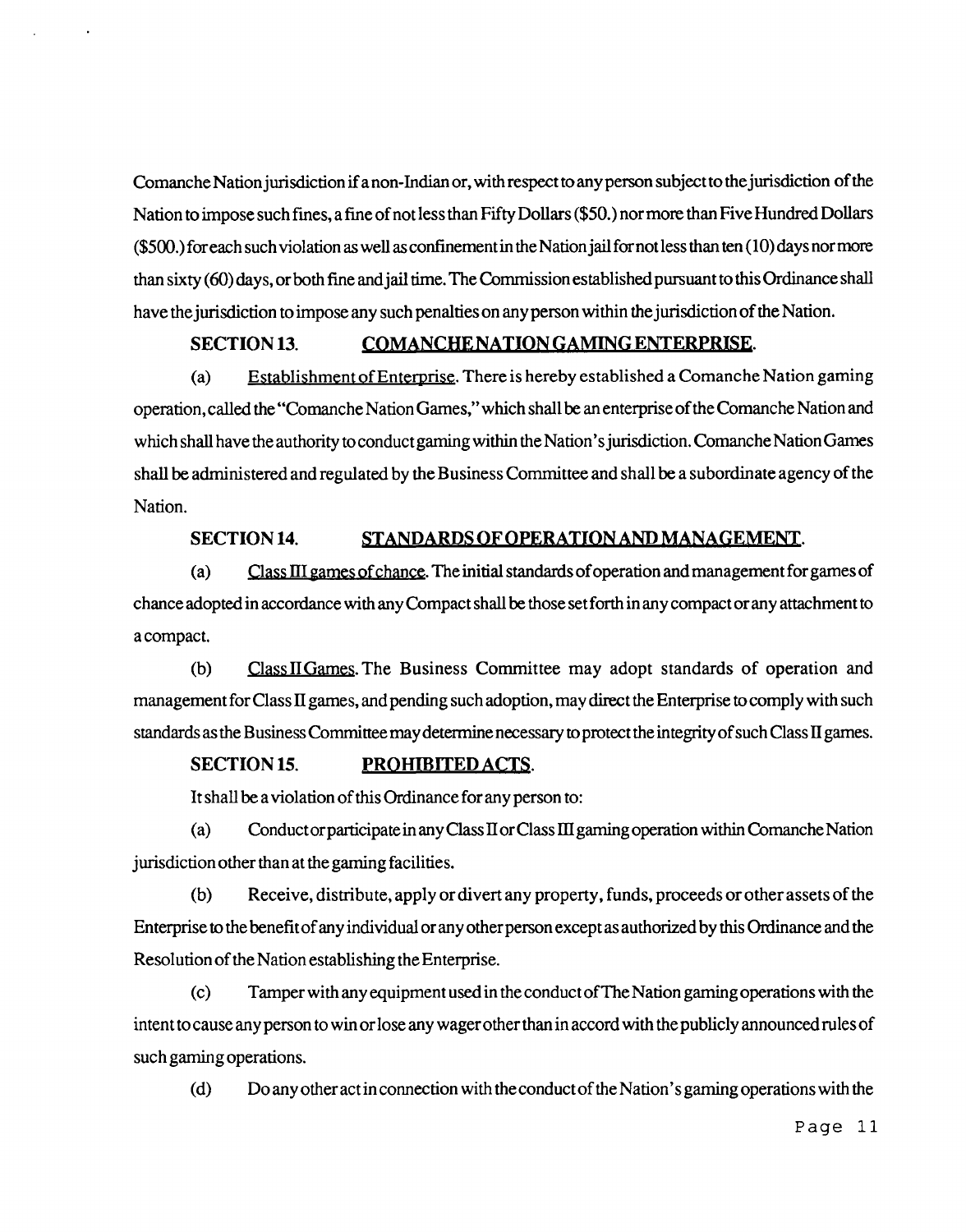Comanche Nation jurisdiction if a non-Indian or, with respect to any person subject to the jurisdiction of the Nation to impose such fines, a fine of not less than Fifty Dollars ($50.) nor more than Five Hundred Dollars ($500.) for each such violation as well as confinement in the Nation jail for not less than ten (10) days nor more than sixty (60) days, or both fine and jail time. The Commission established pursuant to this Ordinance shall have the jurisdiction to impose any such penalties on any person within the jurisdiction of the Nation.

## SECTION 13. COMANCHE NATION GAMING ENTERPRISE.

(a) Establishment of Enterprise. There is hereby established a Comanche Nation gaming operation, called the "Comanche Nation Games," which shall be an enterprise of the Comanche Nation and which shall have the authority to conduct gaming within the Nation's jurisdiction. Comanche Nation Games shall be administered and regulated by the Business Committee and shall be a subordinate agency of the Nation.

## SECTION 14. STANDARDS OF OPERATION AND MANAGEMENT.

(a) Class III games of chance. The initial standards of operation and management for games of chance adopted in accordance with any Compact shall be those set forth in any compact or any attachment to a compact.

(b) Class II Games. The Business Committee may adopt standards of operation and management for Class II games, and pending such adoption, may direct the Enterprise to comply with such standards as the Business Committee may determine necessary to protect the integrity of such Class II games.

## SECTION 15. PROHIBITED ACTS.

It shall be a violation of this Ordinance for any person to:

(a) Conduct or participate in any Class II or Class III gaming operation within Comanche Nation jurisdiction other than at the gaming facilities.

(b) Receive, distribute, apply or divert any property, funds, proceeds or other assets of the Enterprise to the benefit of any individual or any other person except as authorized by this Ordinance and the Resolution of the Nation establishing the Enterprise.

(c) Tamper with any equipment used in the conduct of The Nation gaming operations with the intent to cause any person to win or lose any wager other than in accord with the publicly announced rules of such gaming operations.

(d) Do any other act in connection with the conduct of the Nation's gaming operations with the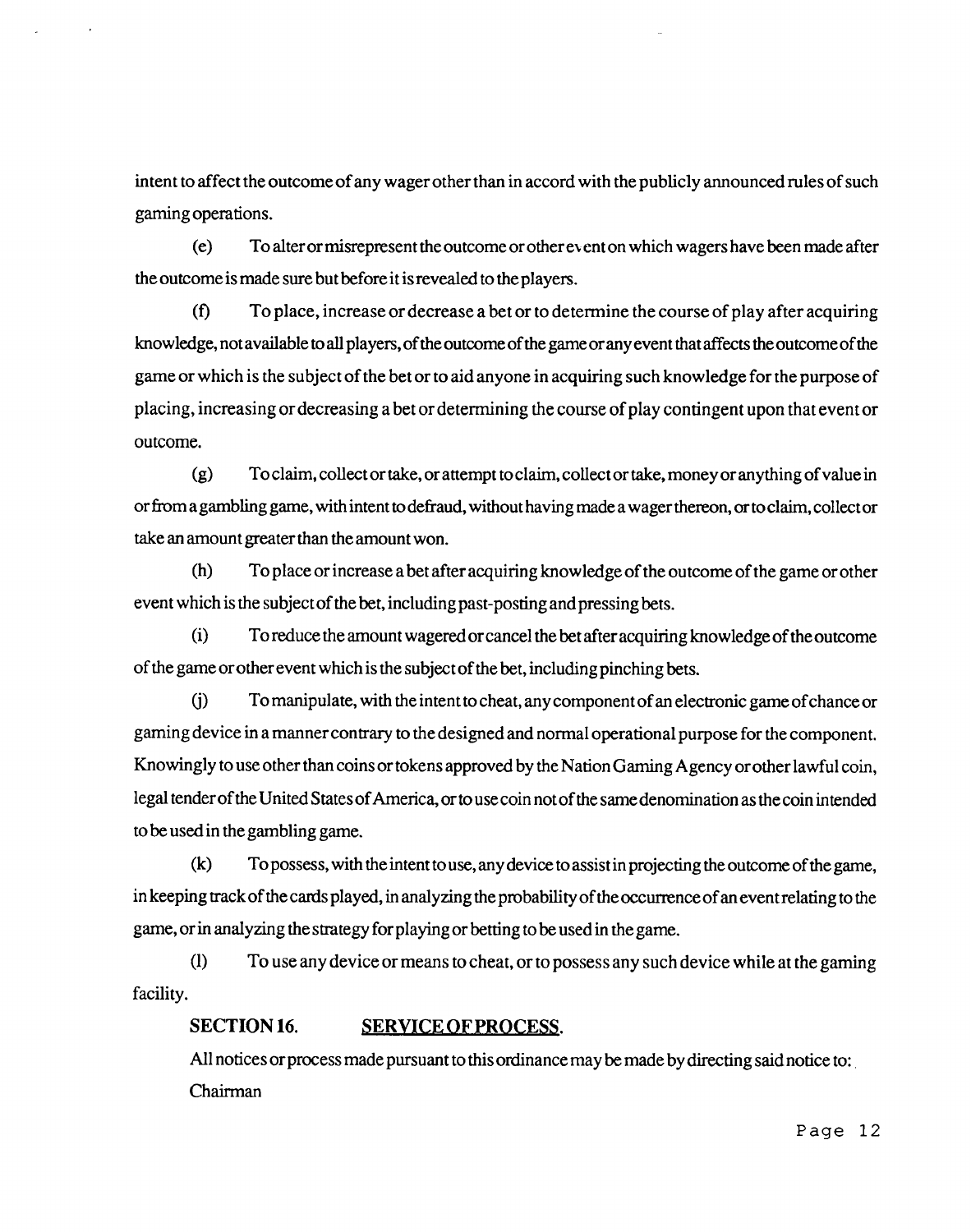intent to affect the outcome of any wager other than in accord with the publicly announced rules of such gaming operations.

(e) To alter or misrepresent the outcome or other event on which wagers have been made after the outcome is made sure but before it is revealed to the players.

(f) To place, increase or decrease a bet or to determine the course of play after acquiring knowledge, not available to all players, of the outcome of the game or any event that affects the outcome of the game or which is the subject of the bet or to aid anyone in acquiring such knowledge for the purpose of placing, increasing or decreasing a bet or determining the course of play contingent upon that event or outcome.

(g) To claim, collect or take, or attempt to claim, collect or take, money or anything of value in or from a gambling game, with intent to defraud, without having made a wager thereon, or to claim, collect or take an amount greater than the amount won.

(h) To place or increase a bet after acquiring knowledge of the outcome of the game or other event which is the subject of the bet, including past-posting and pressing bets.

(i) To reduce the amount wagered or cancel the bet after acquiring knowledge of the outcome of the game or other event which is the subject of the bet, including pinching bets.

(j) To manipulate, with the intent to cheat, any component of an electronic game of chance or gaming device in a manner contrary to the designed and normal operational purpose for the component. Knowingly to use other than coins or tokens approved by the Nation Gaming Agency or other lawful coin, legal tender of the United States of America, or to use coin not of the same denomination as the coin intended to be used in the gambling game.

(k) To possess, with the intent to use, any device to assist in projecting the outcome of the game, in keeping track of the cards played, in analyzing the probability of the occurrence of an event relating to the game, or in analyzing the strategy for playing or betting to be used in the game.

(l) To use any device or means to cheat, or to possess any such device while at the gaming facility.

**SECTION 16. SERVICE OF PROCESS.**

All notices or process made pursuant to this ordinance may be made by directing said notice to:

Chairman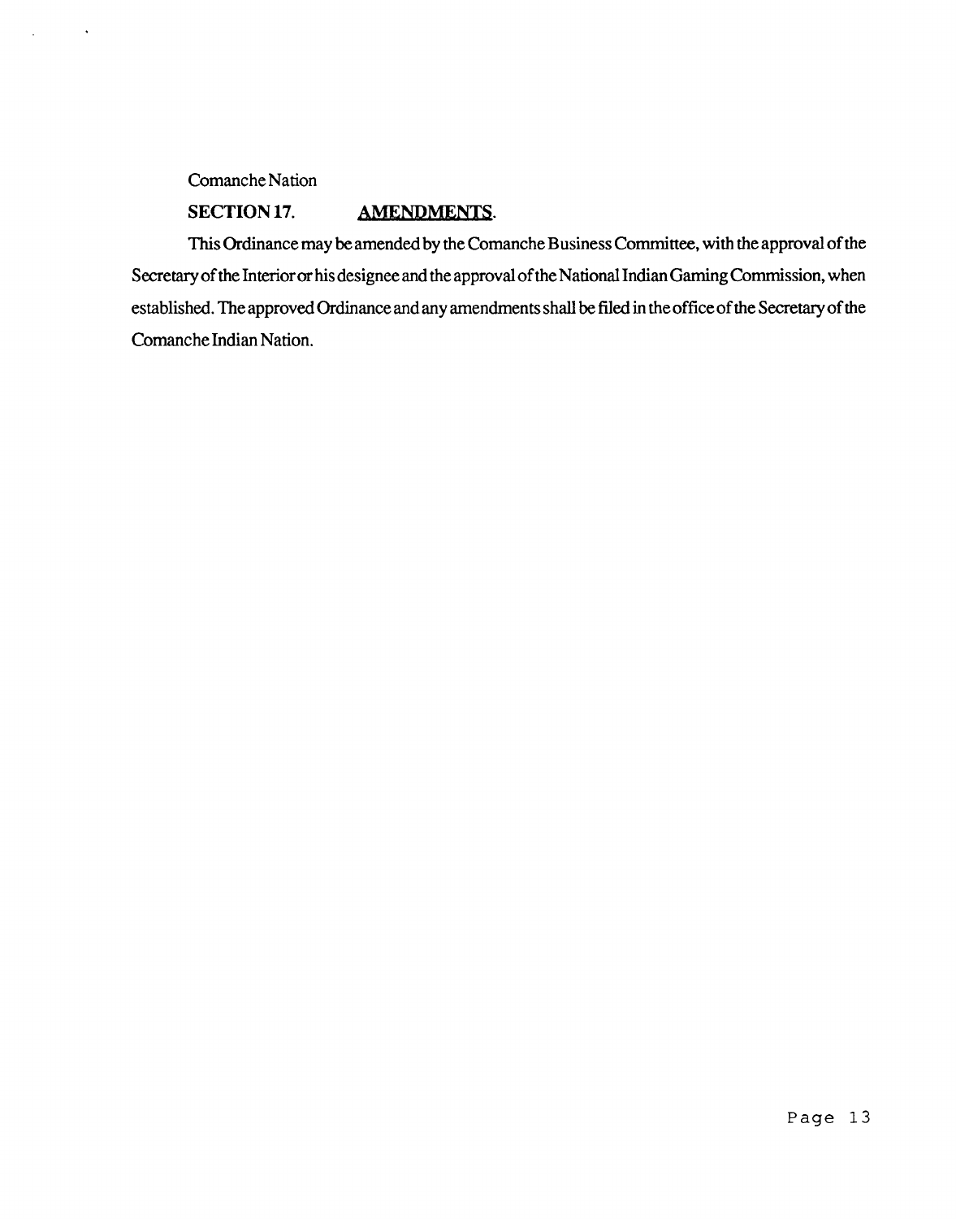Comanche Nation

**SECTION 17.** **AMENDMENTS.**

This Ordinance may be amended by the Comanche Business Committee, with the approval of the Secretary of the Interior or his designee and the approval of the National Indian Gaming Commission, when established. The approved Ordinance and any amendments shall be filed in the office of the Secretary of the Comanche Indian Nation.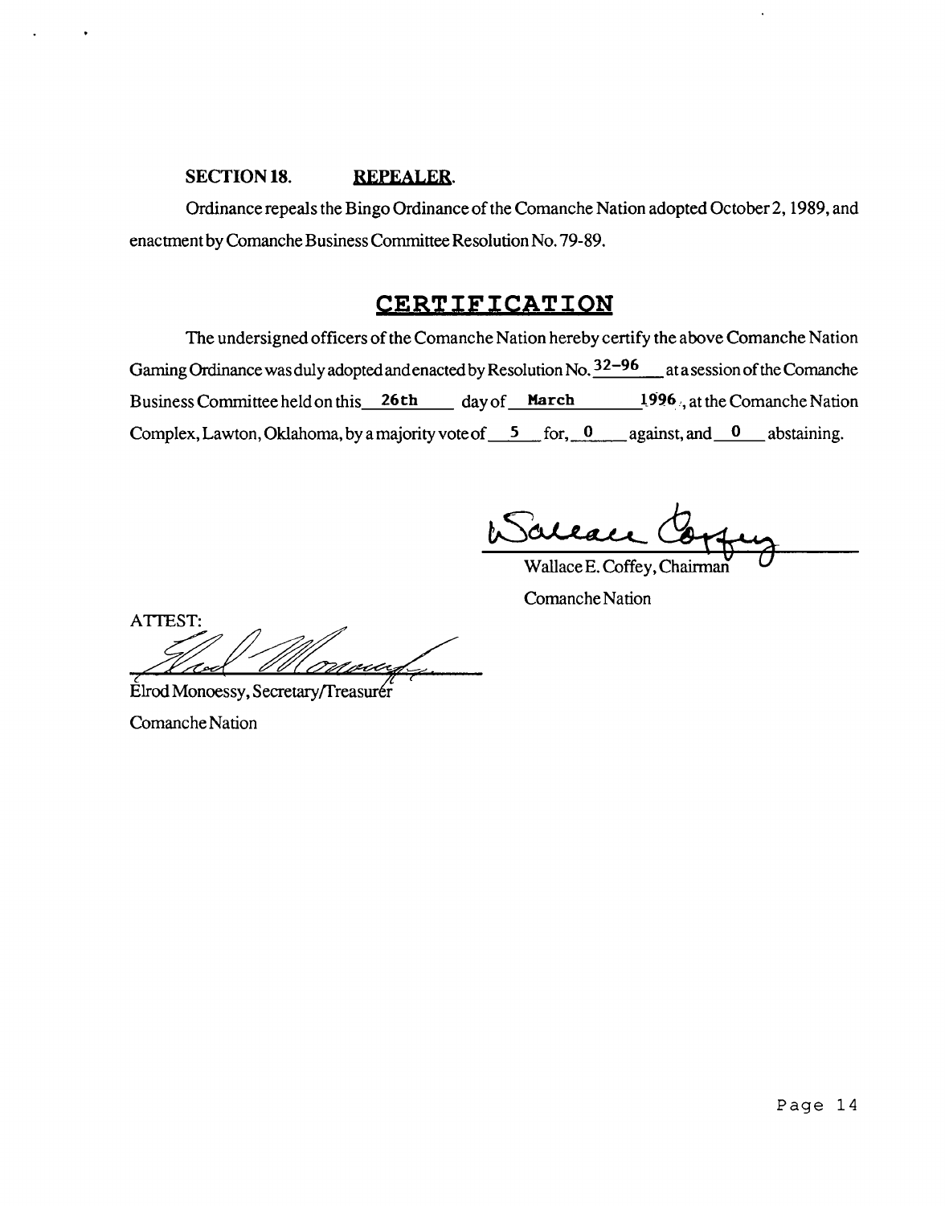## SECTION 18. REPEALER.

Ordinance repeals the Bingo Ordinance of the Comanche Nation adopted October 2, 1989, and enactment by Comanche Business Committee Resolution No. 79-89.

## CERTIFICATION

The undersigned officers of the Comanche Nation hereby certify the above Comanche Nation Gaming Ordinance was duly adopted and enacted by Resolution No. 32-96 at a session of the Comanche Business Committee held on this 26th day of March 1996, at the Comanche Nation Complex, Lawton, Oklahoma, by a majority vote of 5 for, 0 against, and 0 abstaining.

Wallace E. Coffey, Chairman
Comanche Nation

ATTEST:

Elrod Monoessy, Secretary/Treasurer
Comanche Nation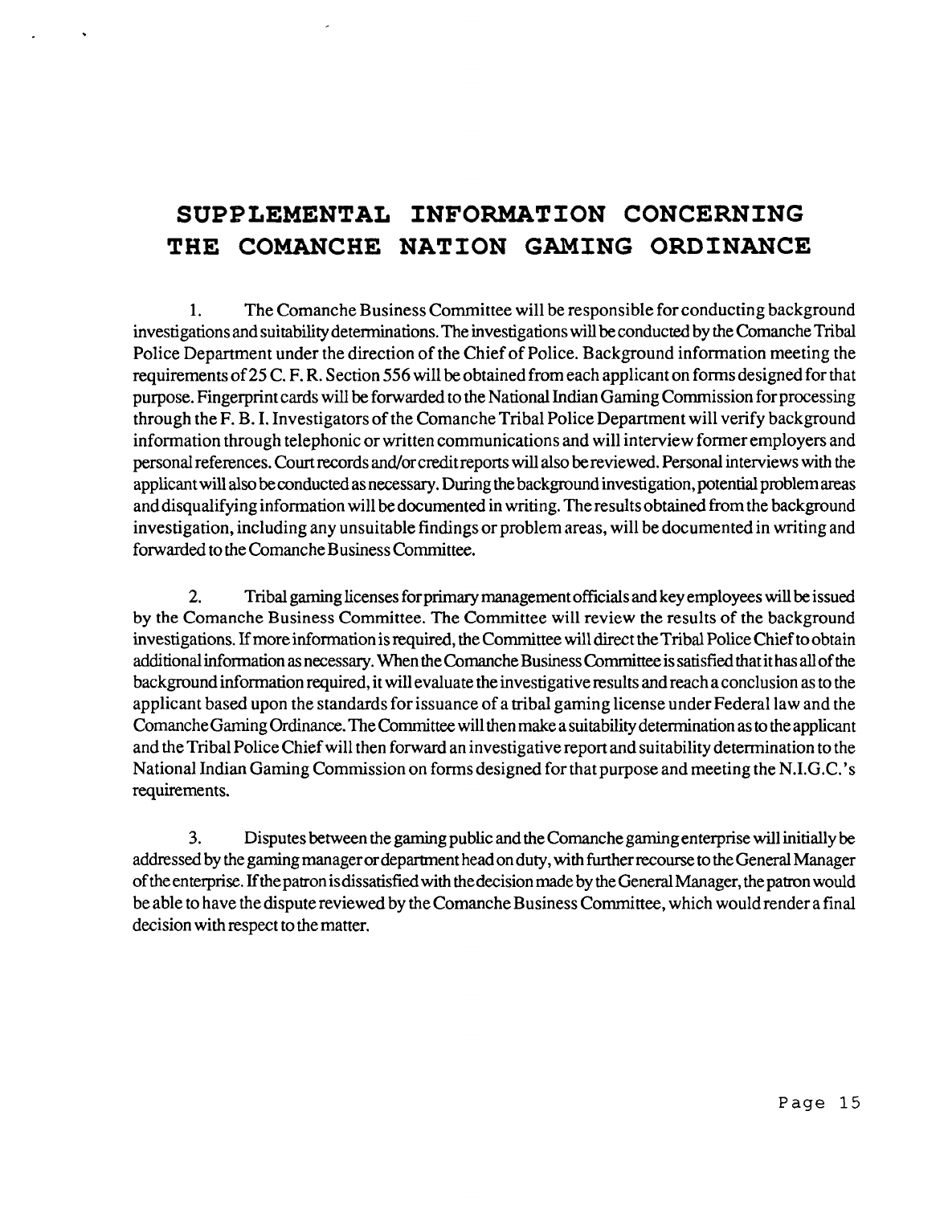# SUPPLEMENTAL INFORMATION CONCERNING THE COMANCHE NATION GAMING ORDINANCE

1. The Comanche Business Committee will be responsible for conducting background investigations and suitability determinations. The investigations will be conducted by the Comanche Tribal Police Department under the direction of the Chief of Police. Background information meeting the requirements of 25 C. F. R. Section 556 will be obtained from each applicant on forms designed for that purpose. Fingerprint cards will be forwarded to the National Indian Gaming Commission for processing through the F. B. I. Investigators of the Comanche Tribal Police Department will verify background information through telephonic or written communications and will interview former employers and personal references. Court records and/or credit reports will also be reviewed. Personal interviews with the applicant will also be conducted as necessary. During the background investigation, potential problem areas and disqualifying information will be documented in writing. The results obtained from the background investigation, including any unsuitable findings or problem areas, will be documented in writing and forwarded to the Comanche Business Committee.

2. Tribal gaming licenses for primary management officials and key employees will be issued by the Comanche Business Committee. The Committee will review the results of the background investigations. If more information is required, the Committee will direct the Tribal Police Chief to obtain additional information as necessary. When the Comanche Business Committee is satisfied that it has all of the background information required, it will evaluate the investigative results and reach a conclusion as to the applicant based upon the standards for issuance of a tribal gaming license under Federal law and the Comanche Gaming Ordinance. The Committee will then make a suitability determination as to the applicant and the Tribal Police Chief will then forward an investigative report and suitability determination to the National Indian Gaming Commission on forms designed for that purpose and meeting the N.I.G.C.'s requirements.

3. Disputes between the gaming public and the Comanche gaming enterprise will initially be addressed by the gaming manager or department head on duty, with further recourse to the General Manager of the enterprise. If the patron is dissatisfied with the decision made by the General Manager, the patron would be able to have the dispute reviewed by the Comanche Business Committee, which would render a final decision with respect to the matter.